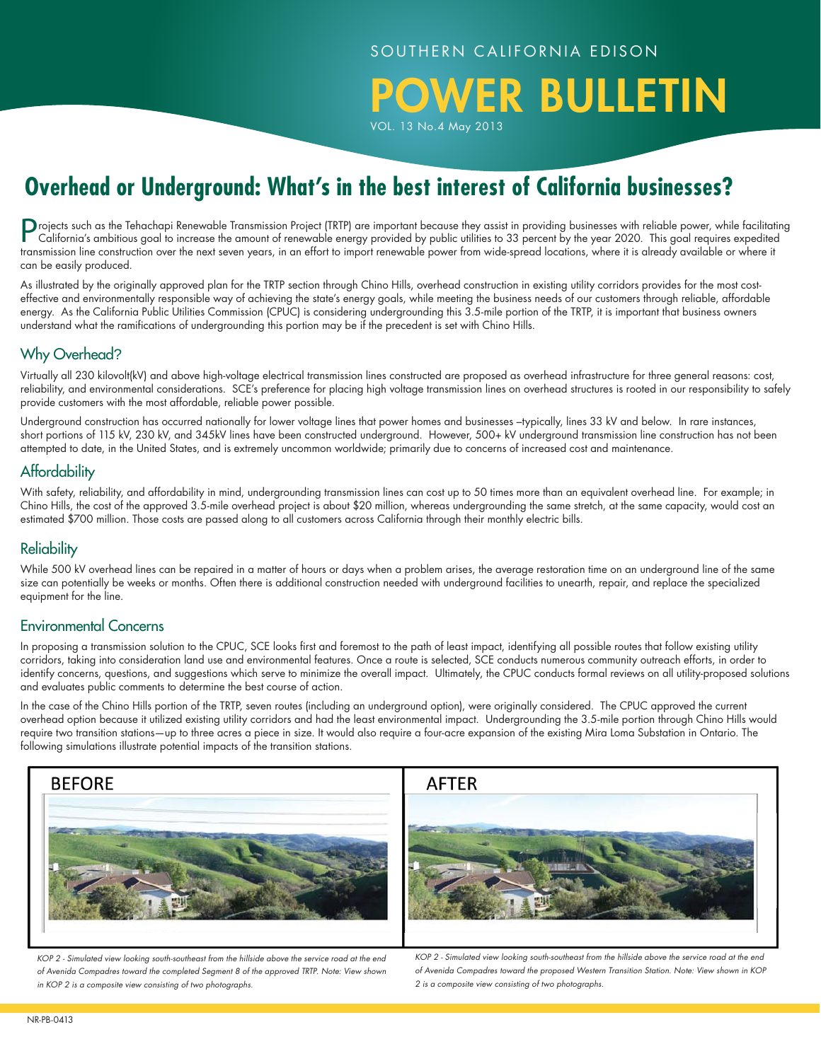SOUTHERN CALIFORNIA EDISON

# POWER BULLETIN

VOL. 13 No.4 May 2013

## Overhead or Underground: What's in the best interest of California businesses?

Projects such as the Tehachapi Renewable Transmission Project (TRTP) are important because they assist in providing businesses with reliable power, while facilitating California's ambitious goal to increase the amount of renewable energy provided by public utilities to 33 percent by the year 2020. This goal requires expedited transmission line construction over the next seven years, in an effort to import renewable power from wide-spread locations, where it is already available or where it can be easily produced.

As illustrated by the originally approved plan for the TRTP section through Chino Hills, overhead construction in existing utility corridors provides for the most cost-effective and environmentally responsible way of achieving the state's energy goals, while meeting the business needs of our customers through reliable, affordable energy. As the California Public Utilities Commission (CPUC) is considering undergrounding this 3.5-mile portion of the TRTP, it is important that business owners understand what the ramifications of undergrounding this portion may be if the precedent is set with Chino Hills.

### Why Overhead?

Virtually all 230 kilovolt(kV) and above high-voltage electrical transmission lines constructed are proposed as overhead infrastructure for three general reasons: cost, reliability, and environmental considerations. SCE's preference for placing high voltage transmission lines on overhead structures is rooted in our responsibility to safely provide customers with the most affordable, reliable power possible.

Underground construction has occurred nationally for lower voltage lines that power homes and businesses –typically, lines 33 kV and below. In rare instances, short portions of 115 kV, 230 kV, and 345kV lines have been constructed underground. However, 500+ kV underground transmission line construction has not been attempted to date, in the United States, and is extremely uncommon worldwide; primarily due to concerns of increased cost and maintenance.

### Affordability

With safety, reliability, and affordability in mind, undergrounding transmission lines can cost up to 50 times more than an equivalent overhead line. For example; in Chino Hills, the cost of the approved 3.5-mile overhead project is about $20 million, whereas undergrounding the same stretch, at the same capacity, would cost an estimated $700 million. Those costs are passed along to all customers across California through their monthly electric bills.

### Reliability

While 500 kV overhead lines can be repaired in a matter of hours or days when a problem arises, the average restoration time on an underground line of the same size can potentially be weeks or months. Often there is additional construction needed with underground facilities to unearth, repair, and replace the specialized equipment for the line.

### Environmental Concerns

In proposing a transmission solution to the CPUC, SCE looks first and foremost to the path of least impact, identifying all possible routes that follow existing utility corridors, taking into consideration land use and environmental features. Once a route is selected, SCE conducts numerous community outreach efforts, in order to identify concerns, questions, and suggestions which serve to minimize the overall impact. Ultimately, the CPUC conducts formal reviews on all utility-proposed solutions and evaluates public comments to determine the best course of action.

In the case of the Chino Hills portion of the TRTP, seven routes (including an underground option), were originally considered. The CPUC approved the current overhead option because it utilized existing utility corridors and had the least environmental impact. Undergrounding the 3.5-mile portion through Chino Hills would require two transition stations—up to three acres a piece in size. It would also require a four-acre expansion of the existing Mira Loma Substation in Ontario. The following simulations illustrate potential impacts of the transition stations.

BEFORE

*KOP 2 - Simulated view looking south-southeast from the hillside above the service road at the end of Avenida Compadres toward the completed Segment 8 of the approved TRTP. Note: View shown in KOP 2 is a composite view consisting of two photographs.*

AFTER

*KOP 2 - Simulated view looking south-southeast from the hillside above the service road at the end of Avenida Compadres toward the proposed Western Transition Station. Note: View shown in KOP 2 is a composite view consisting of two photographs.*

NR-PB-0413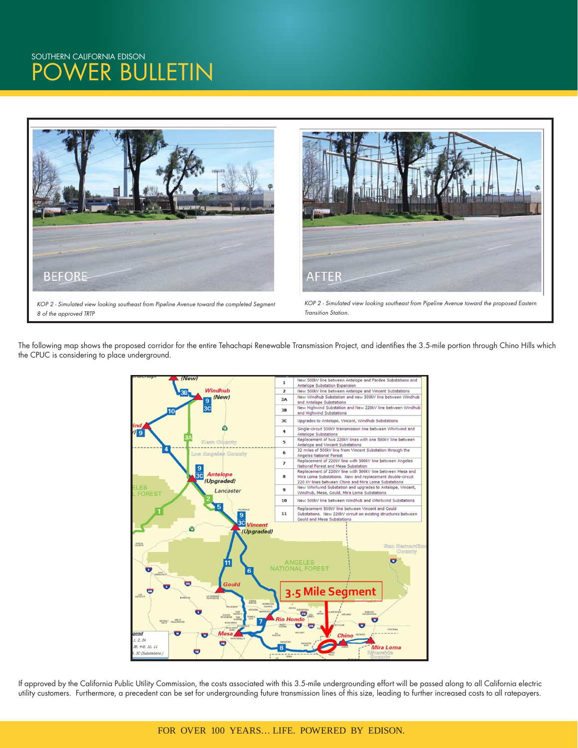SOUTHERN CALIFORNIA EDISON

# POWER BULLETIN

BEFORE

*KOP 2 - Simulated view looking southeast from Pipeline Avenue toward the completed Segment 8 of the approved TRTP*

AFTER

*KOP 2 - Simulated view looking southeast from Pipeline Avenue toward the proposed Eastern Transition Station.*

The following map shows the proposed corridor for the entire Tehachapi Renewable Transmission Project, and identifies the 3.5-mile portion through Chino Hills which the CPUC is considering to place underground.

| | |
|---|---|
| 1 | New 500kV line between Antelope and Pardee Substations and Antelope Substation Expansion |
| 2 | New 500kV line between Antelope and Vincent Substations |
| 3A | New Windhub Substation and new 500kV line between Windhub and Antelope Substations |
| 3B | New Highwind Substation and New 220kV line between Windhub and Highwind Substations |
| 3C | Upgrades to Antelope, Vincent, Windhub Substations |
| 4 | Single-circuit 500kV transmission line between Whirlwind and Antelope Substations |
| 5 | Replacement of two 220kV lines with one 500kV line between Antelope and Vincent Substations |
| 6 | 32 miles of 500kV line from Vincent Substation through the Angeles National Forest |
| 7 | Replacement of 220kV line with 500kV line between Angeles National Forest and Mesa Substation |
| 8 | Replacement of 220kV line with 500kV line between Mesa and Mira Loma Substations. New and replacement double-circuit 220 kV lines between Chino and Mira Loma Substations |
| 9 | New Whirlwind Substation and upgrades to Antelope, Vincent, Windhub, Mesa, Gould, Mira Loma Substations |
| 10 | New 500kV line between Windhub and Whirlwind Substations |
| 11 | Replacement 500kV line between Vincent and Gould Substations. New 220kV circuit on existing structures between Gould and Mesa Substations |

3.5 Mile Segment

If approved by the California Public Utility Commission, the costs associated with this 3.5-mile undergrounding effort will be passed along to all California electric utility customers. Furthermore, a precedent can be set for undergrounding future transmission lines of this size, leading to further increased costs to all ratepayers.

FOR OVER 100 YEARS... LIFE. POWERED BY EDISON.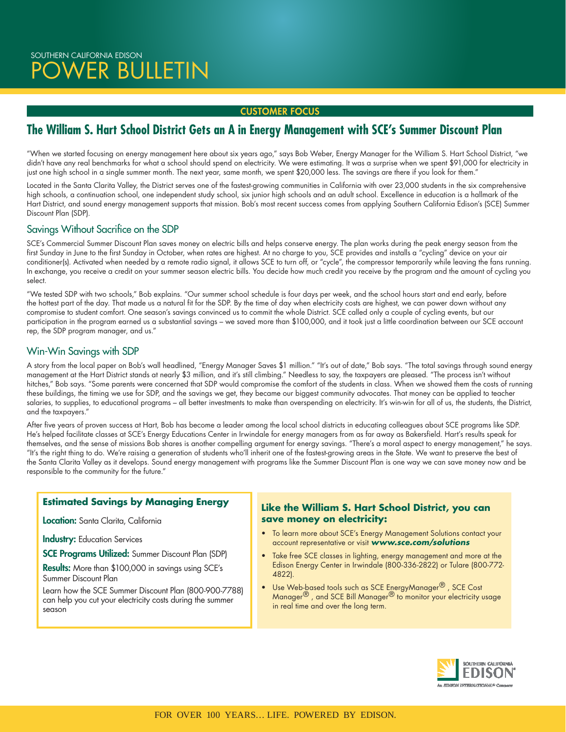SOUTHERN CALIFORNIA EDISON

# POWER BULLETIN

CUSTOMER FOCUS

## The William S. Hart School District Gets an A in Energy Management with SCE's Summer Discount Plan

"When we started focusing on energy management here about six years ago," says Bob Weber, Energy Manager for the William S. Hart School District, "we didn't have any real benchmarks for what a school should spend on electricity. We were estimating. It was a surprise when we spent $91,000 for electricity in just one high school in a single summer month. The next year, same month, we spent $20,000 less. The savings are there if you look for them."

Located in the Santa Clarita Valley, the District serves one of the fastest-growing communities in California with over 23,000 students in the six comprehensive high schools, a continuation school, one independent study school, six junior high schools and an adult school. Excellence in education is a hallmark of the Hart District, and sound energy management supports that mission. Bob's most recent success comes from applying Southern California Edison's (SCE) Summer Discount Plan (SDP).

### Savings Without Sacrifice on the SDP

SCE's Commercial Summer Discount Plan saves money on electric bills and helps conserve energy. The plan works during the peak energy season from the first Sunday in June to the first Sunday in October, when rates are highest. At no charge to you, SCE provides and installs a "cycling" device on your air conditioner(s). Activated when needed by a remote radio signal, it allows SCE to turn off, or "cycle", the compressor temporarily while leaving the fans running. In exchange, you receive a credit on your summer season electric bills. You decide how much credit you receive by the program and the amount of cycling you select.

"We tested SDP with two schools," Bob explains. "Our summer school schedule is four days per week, and the school hours start and end early, before the hottest part of the day. That made us a natural fit for the SDP. By the time of day when electricity costs are highest, we can power down without any compromise to student comfort. One season's savings convinced us to commit the whole District. SCE called only a couple of cycling events, but our participation in the program earned us a substantial savings – we saved more than $100,000, and it took just a little coordination between our SCE account rep, the SDP program manager, and us."

### Win-Win Savings with SDP

A story from the local paper on Bob's wall headlined, "Energy Manager Saves $1 million." "It's out of date," Bob says. "The total savings through sound energy management at the Hart District stands at nearly $3 million, and it's still climbing." Needless to say, the taxpayers are pleased. "The process isn't without hitches," Bob says. "Some parents were concerned that SDP would compromise the comfort of the students in class. When we showed them the costs of running these buildings, the timing we use for SDP, and the savings we get, they became our biggest community advocates. That money can be applied to teacher salaries, to supplies, to educational programs – all better investments to make than overspending on electricity. It's win-win for all of us, the students, the District, and the taxpayers."

After five years of proven success at Hart, Bob has become a leader among the local school districts in educating colleagues about SCE programs like SDP. He's helped facilitate classes at SCE's Energy Educations Center in Irwindale for energy managers from as far away as Bakersfield. Hart's results speak for themselves, and the sense of missions Bob shares is another compelling argument for energy savings. "There's a moral aspect to energy management," he says. "It's the right thing to do. We're raising a generation of students who'll inherit one of the fastest-growing areas in the State. We want to preserve the best of the Santa Clarita Valley as it develops. Sound energy management with programs like the Summer Discount Plan is one way we can save money now and be responsible to the community for the future."

#### Estimated Savings by Managing Energy

**Location:** Santa Clarita, California

**Industry:** Education Services

**SCE Programs Utilized:** Summer Discount Plan (SDP)

**Results:** More than $100,000 in savings using SCE's Summer Discount Plan

Learn how the SCE Summer Discount Plan (800-900-7788) can help you cut your electricity costs during the summer season

#### Like the William S. Hart School District, you can save money on electricity:

- To learn more about SCE's Energy Management Solutions contact your account representative or visit ***www.sce.com/solutions***
- Take free SCE classes in lighting, energy management and more at the Edison Energy Center in Irwindale (800-336-2822) or Tulare (800-772-4822).
- Use Web-based tools such as SCE EnergyManager®, SCE Cost Manager®, and SCE Bill Manager® to monitor your electricity usage in real time and over the long term.

SOUTHERN CALIFORNIA EDISON
An EDISON INTERNATIONAL® Company

FOR OVER 100 YEARS... LIFE. POWERED BY EDISON.